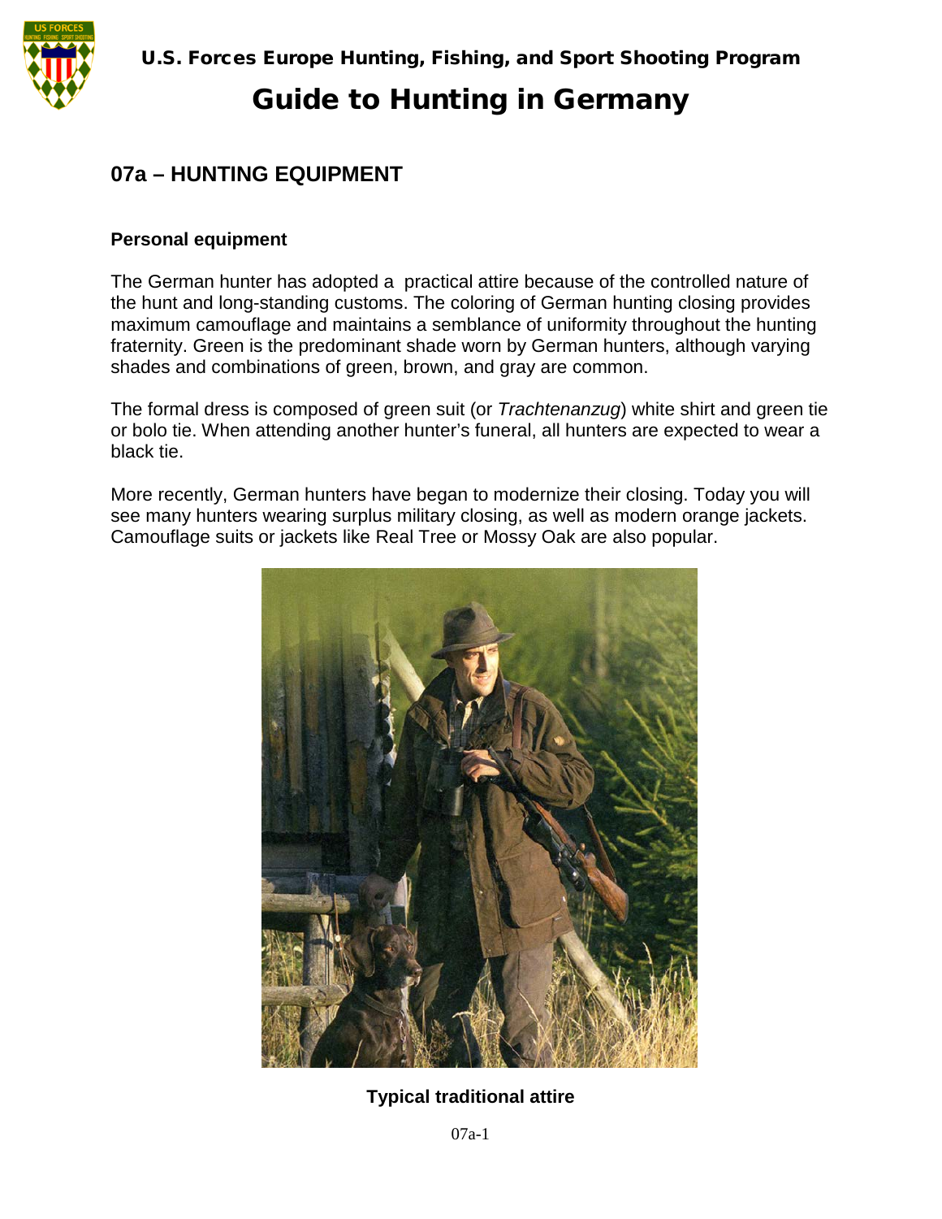U.S. Forces Europe Hunting, Fishing, and Sport Shooting Program

# Guide to Hunting in Germany

## 07a – HUNTING EQUIPMENT

### Personal equipment

The German hunter has adopted a  practical attire because of the controlled nature of the hunt and long-standing customs. The coloring of German hunting closing provides maximum camouflage and maintains a semblance of uniformity throughout the hunting fraternity. Green is the predominant shade worn by German hunters, although varying shades and combinations of green, brown, and gray are common.

The formal dress is composed of green suit (or *Trachtenanzug*) white shirt and green tie or bolo tie. When attending another hunter's funeral, all hunters are expected to wear a black tie.

More recently, German hunters have began to modernize their closing. Today you will see many hunters wearing surplus military closing, as well as modern orange jackets. Camouflage suits or jackets like Real Tree or Mossy Oak are also popular.

**Typical traditional attire**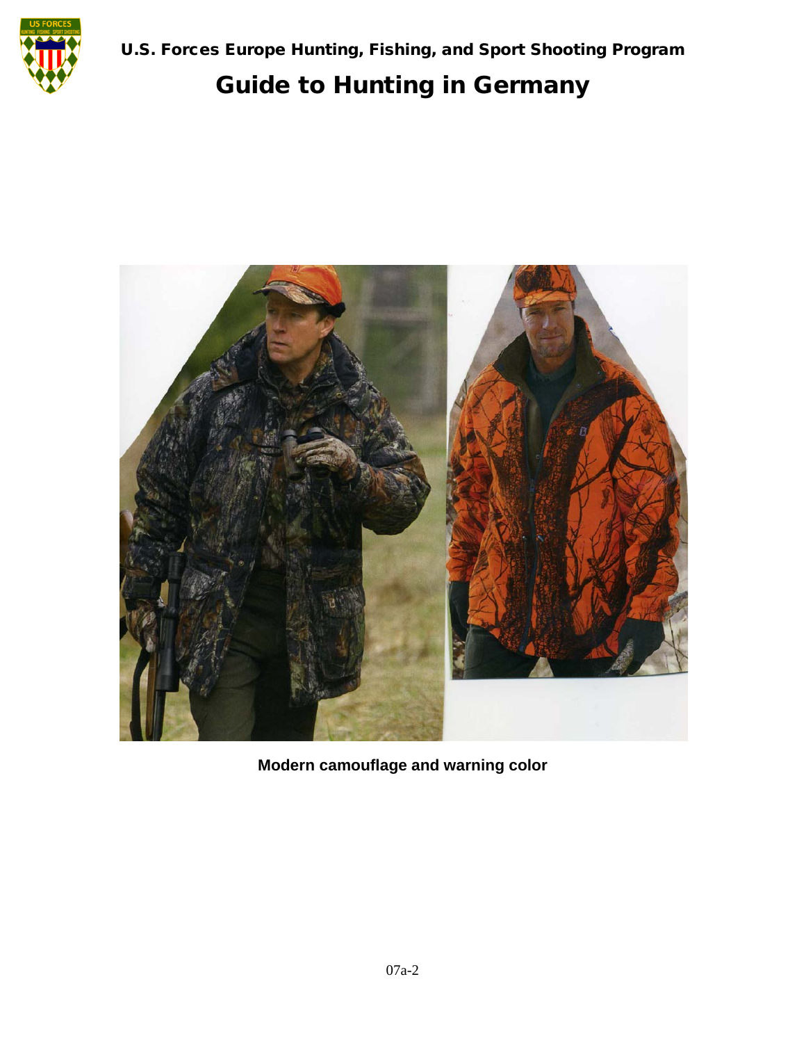Modern camouflage and warning color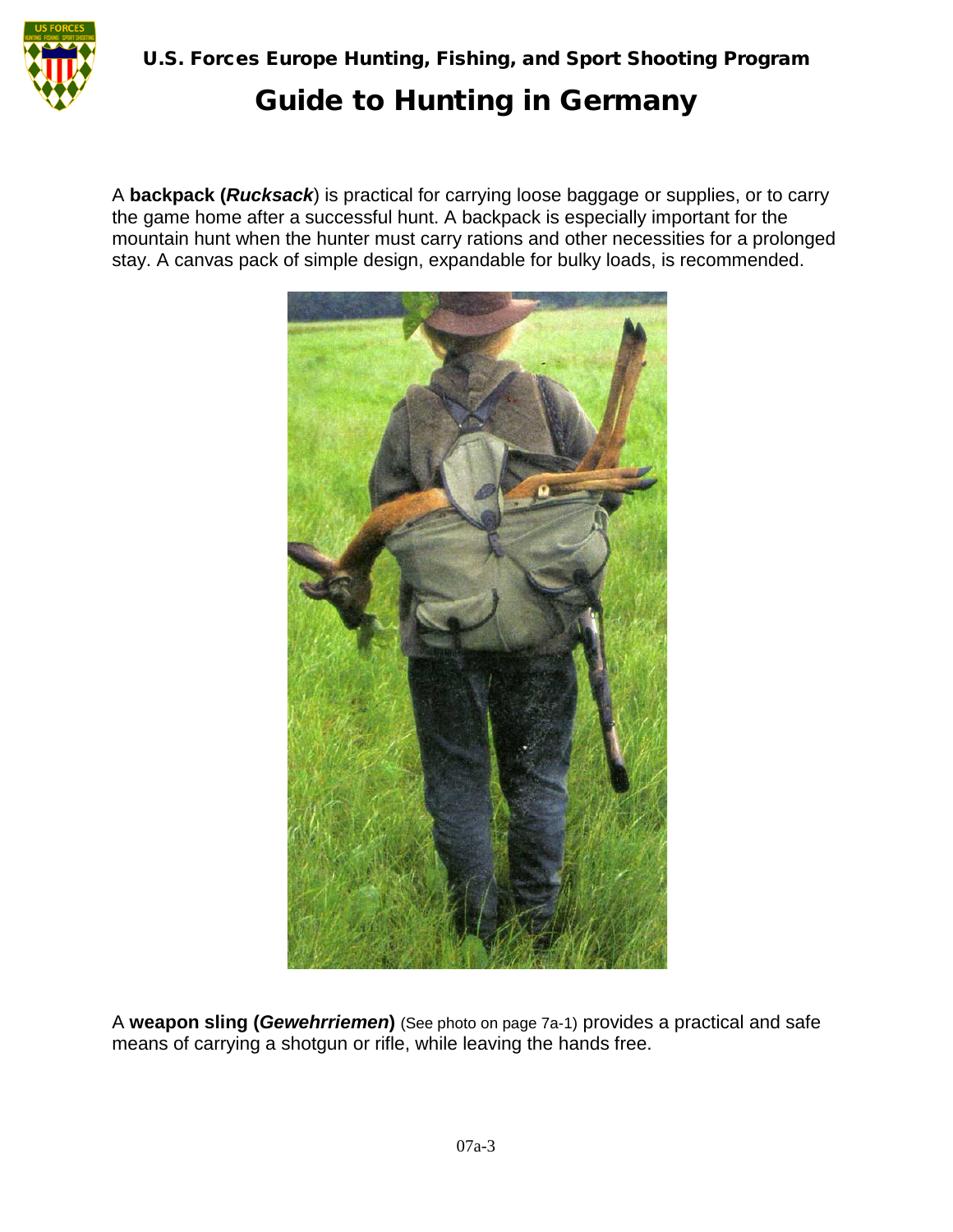A **backpack (*Rucksack*)** is practical for carrying loose baggage or supplies, or to carry the game home after a successful hunt. A backpack is especially important for the mountain hunt when the hunter must carry rations and other necessities for a prolonged stay. A canvas pack of simple design, expandable for bulky loads, is recommended.

A **weapon sling (*Gewehrriemen*)** (See photo on page 7a-1) provides a practical and safe means of carrying a shotgun or rifle, while leaving the hands free.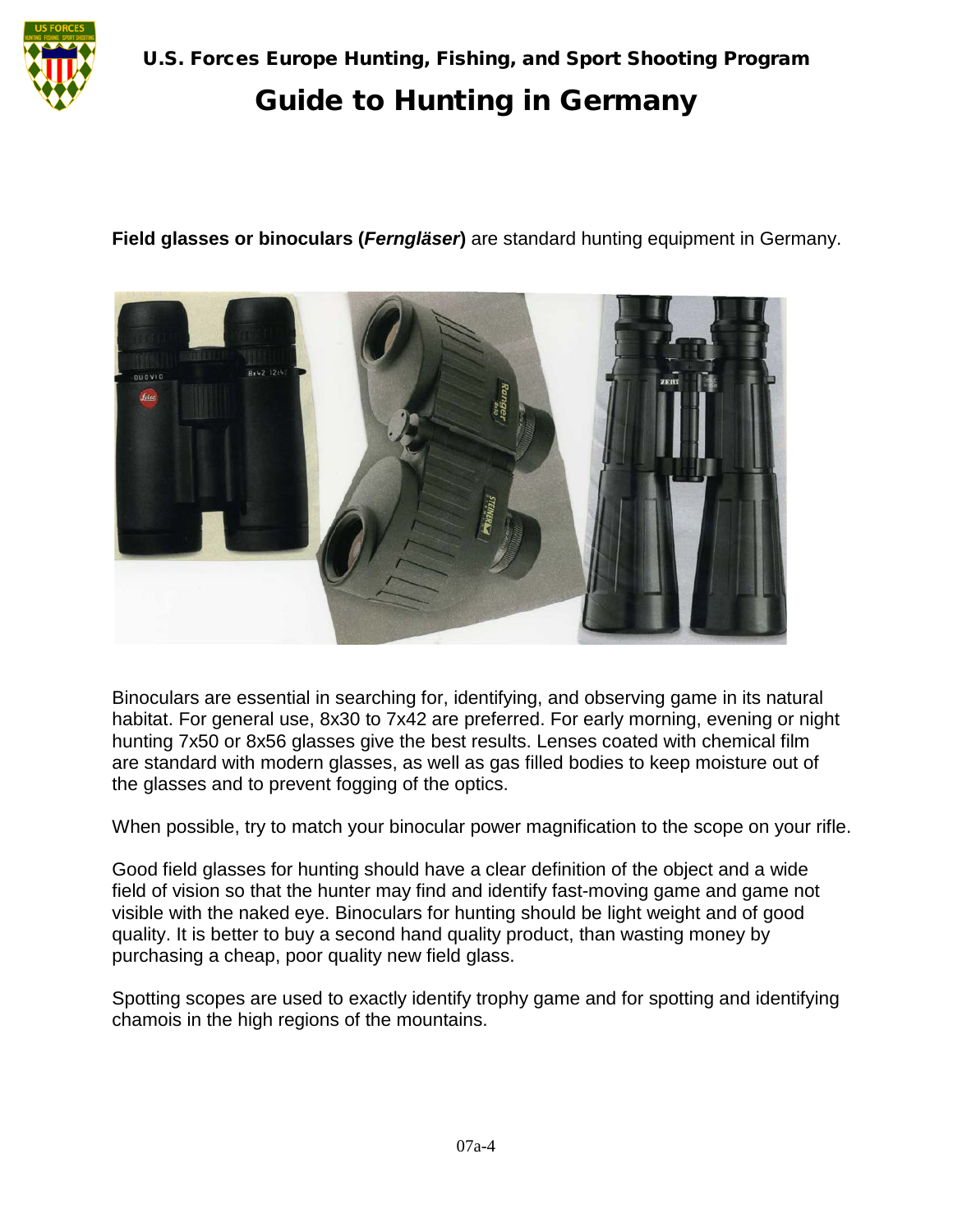**Field glasses or binoculars (*Ferngläser*)** are standard hunting equipment in Germany.

Binoculars are essential in searching for, identifying, and observing game in its natural habitat. For general use, 8x30 to 7x42 are preferred. For early morning, evening or night hunting 7x50 or 8x56 glasses give the best results. Lenses coated with chemical film are standard with modern glasses, as well as gas filled bodies to keep moisture out of the glasses and to prevent fogging of the optics.

When possible, try to match your binocular power magnification to the scope on your rifle.

Good field glasses for hunting should have a clear definition of the object and a wide field of vision so that the hunter may find and identify fast-moving game and game not visible with the naked eye. Binoculars for hunting should be light weight and of good quality. It is better to buy a second hand quality product, than wasting money by purchasing a cheap, poor quality new field glass.

Spotting scopes are used to exactly identify trophy game and for spotting and identifying chamois in the high regions of the mountains.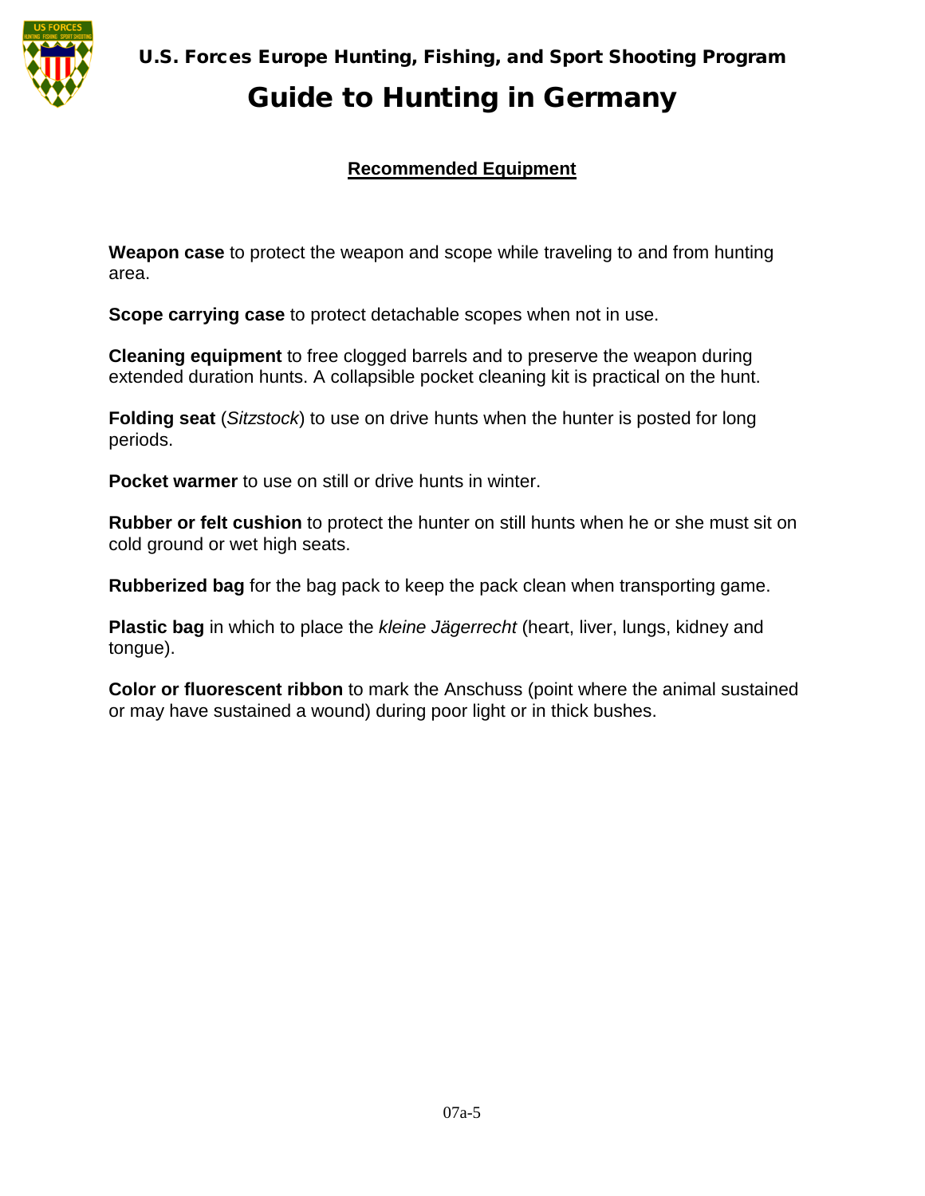## Recommended Equipment

**Weapon case** to protect the weapon and scope while traveling to and from hunting area.

**Scope carrying case** to protect detachable scopes when not in use.

**Cleaning equipment** to free clogged barrels and to preserve the weapon during extended duration hunts. A collapsible pocket cleaning kit is practical on the hunt.

**Folding seat** (*Sitzstock*) to use on drive hunts when the hunter is posted for long periods.

**Pocket warmer** to use on still or drive hunts in winter.

**Rubber or felt cushion** to protect the hunter on still hunts when he or she must sit on cold ground or wet high seats.

**Rubberized bag** for the bag pack to keep the pack clean when transporting game.

**Plastic bag** in which to place the *kleine Jägerrecht* (heart, liver, lungs, kidney and tongue).

**Color or fluorescent ribbon** to mark the Anschuss (point where the animal sustained or may have sustained a wound) during poor light or in thick bushes.